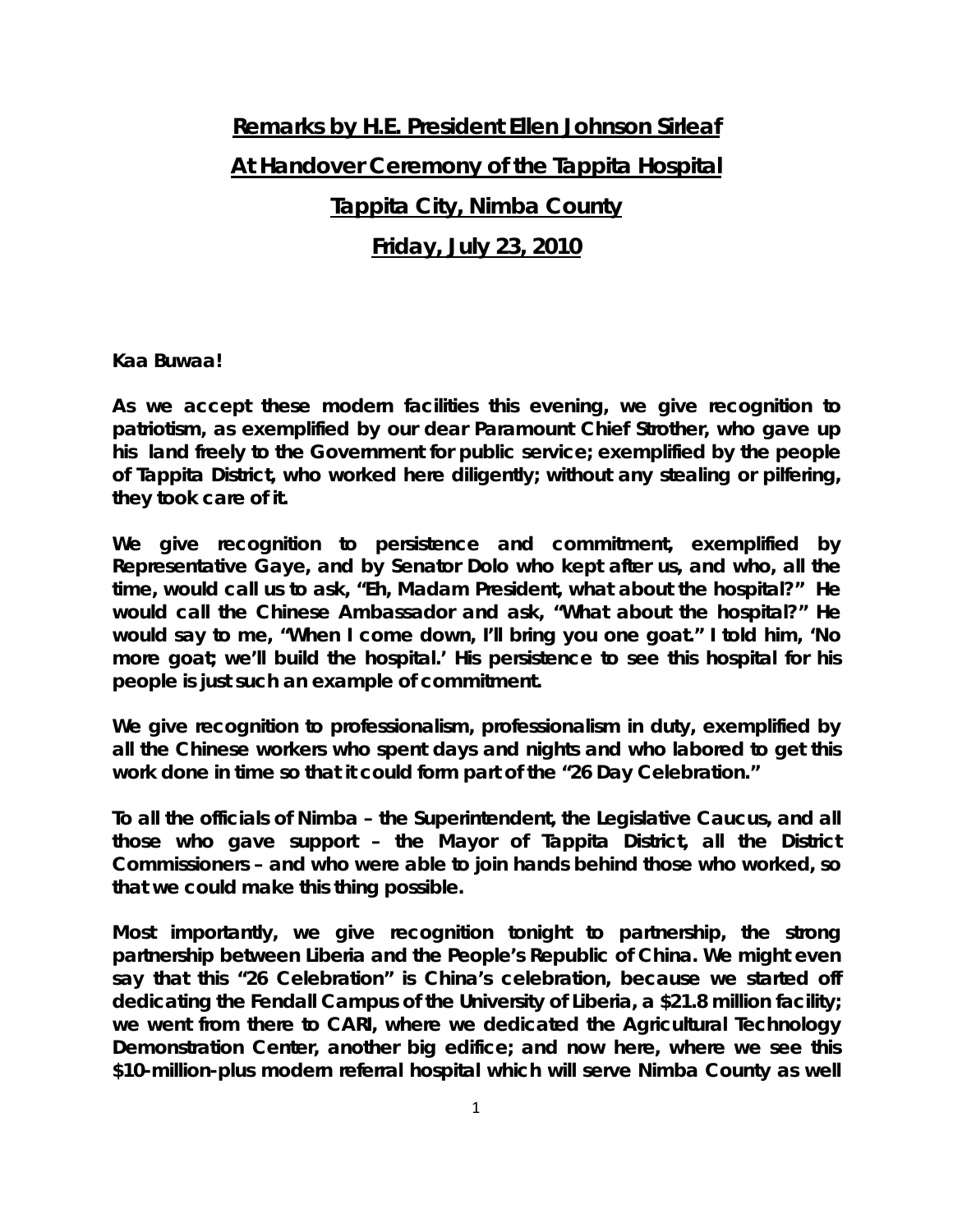# Remarks by H.E. President Ellen Johnson Sirleaf

## At Handover Ceremony of the Tappita Hospital

## Tappita City, Nimba County

## Friday, July 23, 2010

**Kaa Buwaa!**

**As we accept these modern facilities this evening, we give recognition to patriotism, as exemplified by our dear Paramount Chief Strother, who gave up his land freely to the Government for public service; exemplified by the people of Tappita District, who worked here diligently; without any stealing or pilfering, they took care of it.**

**We give recognition to persistence and commitment, exemplified by Representative Gaye, and by Senator Dolo who kept after us, and who, all the time, would call us to ask, "Eh, Madam President, what about the hospital?" He would call the Chinese Ambassador and ask, "What about the hospital?" He would say to me, "When I come down, I'll bring you one goat." I told him, 'No more goat; we'll build the hospital.' His persistence to see this hospital for his people is just such an example of commitment.**

**We give recognition to professionalism, professionalism in duty, exemplified by all the Chinese workers who spent days and nights and who labored to get this work done in time so that it could form part of the "26 Day Celebration."**

**To all the officials of Nimba – the Superintendent, the Legislative Caucus, and all those who gave support – the Mayor of Tappita District, all the District Commissioners – and who were able to join hands behind those who worked, so that we could make this thing possible.**

**Most importantly, we give recognition tonight to partnership, the strong partnership between Liberia and the People's Republic of China. We might even say that this "26 Celebration" is China's celebration, because we started off dedicating the Fendall Campus of the University of Liberia, a $21.8 million facility; we went from there to CARI, where we dedicated the Agricultural Technology Demonstration Center, another big edifice; and now here, where we see this $10-million-plus modern referral hospital which will serve Nimba County as well**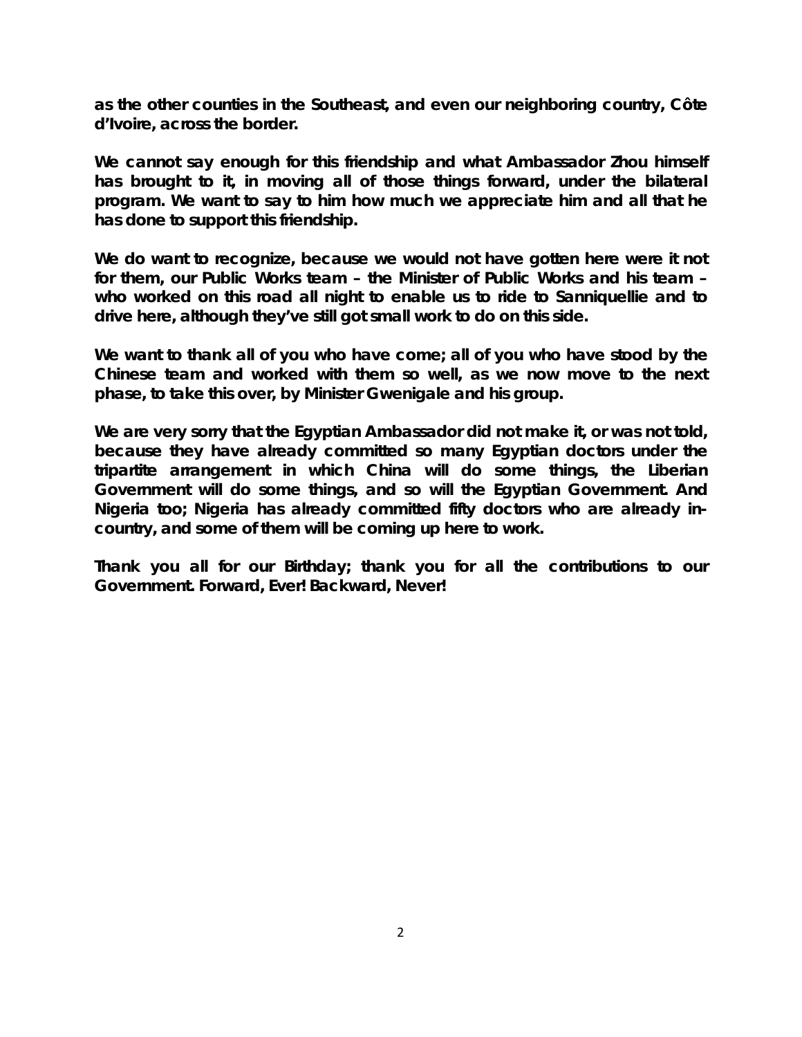**as the other counties in the Southeast, and even our neighboring country, Côte d'Ivoire, across the border.**

**We cannot say enough for this friendship and what Ambassador Zhou himself has brought to it, in moving all of those things forward, under the bilateral program. We want to say to him how much we appreciate him and all that he has done to support this friendship.**

**We do want to recognize, because we would not have gotten here were it not for them, our Public Works team – the Minister of Public Works and his team – who worked on this road all night to enable us to ride to Sanniquellie and to drive here, although they've still got small work to do on this side.**

**We want to thank all of you who have come; all of you who have stood by the Chinese team and worked with them so well, as we now move to the next phase, to take this over, by Minister Gwenigale and his group.**

**We are very sorry that the Egyptian Ambassador did not make it, or was not told, because they have already committed so many Egyptian doctors under the tripartite arrangement in which China will do some things, the Liberian Government will do some things, and so will the Egyptian Government. And Nigeria too; Nigeria has already committed fifty doctors who are already in-country, and some of them will be coming up here to work.**

**Thank you all for our Birthday; thank you for all the contributions to our Government. Forward, Ever! Backward, Never!**